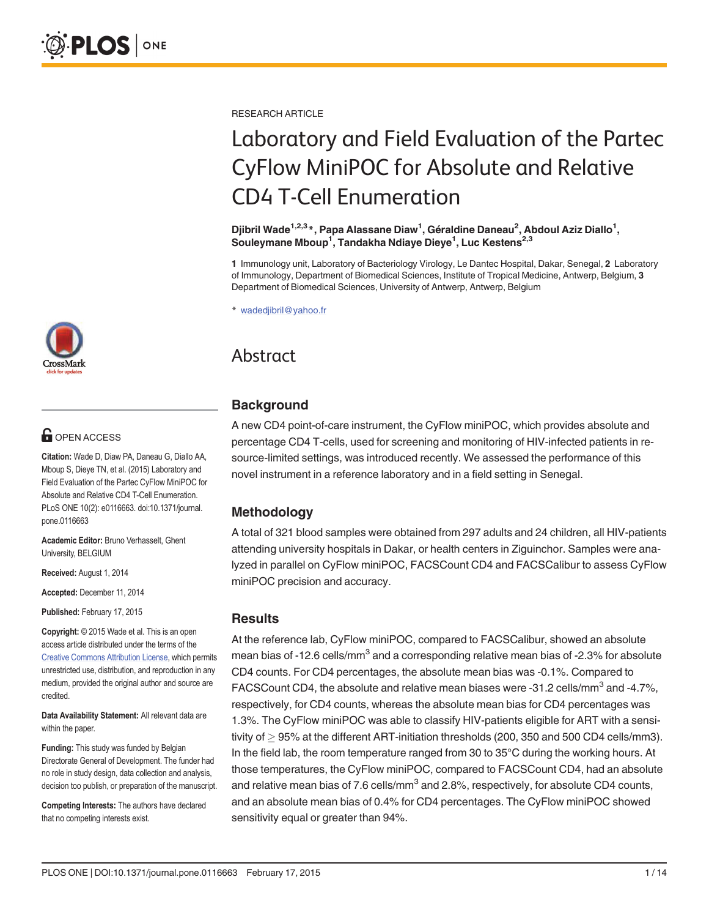RESEARCH ARTICLE

# Laboratory and Field Evaluation of the Partec CyFlow MiniPOC for Absolute and Relative CD4 T-Cell Enumeration

**Djibril Wade[1,2,3]*, Papa Alassane Diaw[1], Géraldine Daneau[2], Abdoul Aziz Diallo[1], Souleymane Mboup[1], Tandakha Ndiaye Dieye[1], Luc Kestens[2,3]**

**1** Immunology unit, Laboratory of Bacteriology Virology, Le Dantec Hospital, Dakar, Senegal, **2** Laboratory of Immunology, Department of Biomedical Sciences, Institute of Tropical Medicine, Antwerp, Belgium, **3** Department of Biomedical Sciences, University of Antwerp, Antwerp, Belgium

* wadedjibril@yahoo.fr

OPEN ACCESS

**Citation:** Wade D, Diaw PA, Daneau G, Diallo AA, Mboup S, Dieye TN, et al. (2015) Laboratory and Field Evaluation of the Partec CyFlow MiniPOC for Absolute and Relative CD4 T-Cell Enumeration. PLoS ONE 10(2): e0116663. doi:10.1371/journal.pone.0116663

**Academic Editor:** Bruno Verhasselt, Ghent University, BELGIUM

**Received:** August 1, 2014

**Accepted:** December 11, 2014

**Published:** February 17, 2015

**Copyright:** © 2015 Wade et al. This is an open access article distributed under the terms of the Creative Commons Attribution License, which permits unrestricted use, distribution, and reproduction in any medium, provided the original author and source are credited.

**Data Availability Statement:** All relevant data are within the paper.

**Funding:** This study was funded by Belgian Directorate General of Development. The funder had no role in study design, data collection and analysis, decision too publish, or preparation of the manuscript.

**Competing Interests:** The authors have declared that no competing interests exist.

## Abstract

### Background

A new CD4 point-of-care instrument, the CyFlow miniPOC, which provides absolute and percentage CD4 T-cells, used for screening and monitoring of HIV-infected patients in resource-limited settings, was introduced recently. We assessed the performance of this novel instrument in a reference laboratory and in a field setting in Senegal.

### Methodology

A total of 321 blood samples were obtained from 297 adults and 24 children, all HIV-patients attending university hospitals in Dakar, or health centers in Ziguinchor. Samples were analyzed in parallel on CyFlow miniPOC, FACSCount CD4 and FACSCalibur to assess CyFlow miniPOC precision and accuracy.

### Results

At the reference lab, CyFlow miniPOC, compared to FACSCalibur, showed an absolute mean bias of -12.6 cells/mm$^3$ and a corresponding relative mean bias of -2.3% for absolute CD4 counts. For CD4 percentages, the absolute mean bias was -0.1%. Compared to FACSCount CD4, the absolute and relative mean biases were -31.2 cells/mm$^3$ and -4.7%, respectively, for CD4 counts, whereas the absolute mean bias for CD4 percentages was 1.3%. The CyFlow miniPOC was able to classify HIV-patients eligible for ART with a sensitivity of $\geq$ 95% at the different ART-initiation thresholds (200, 350 and 500 CD4 cells/mm3). In the field lab, the room temperature ranged from 30 to 35°C during the working hours. At those temperatures, the CyFlow miniPOC, compared to FACSCount CD4, had an absolute and relative mean bias of 7.6 cells/mm$^3$ and 2.8%, respectively, for absolute CD4 counts, and an absolute mean bias of 0.4% for CD4 percentages. The CyFlow miniPOC showed sensitivity equal or greater than 94%.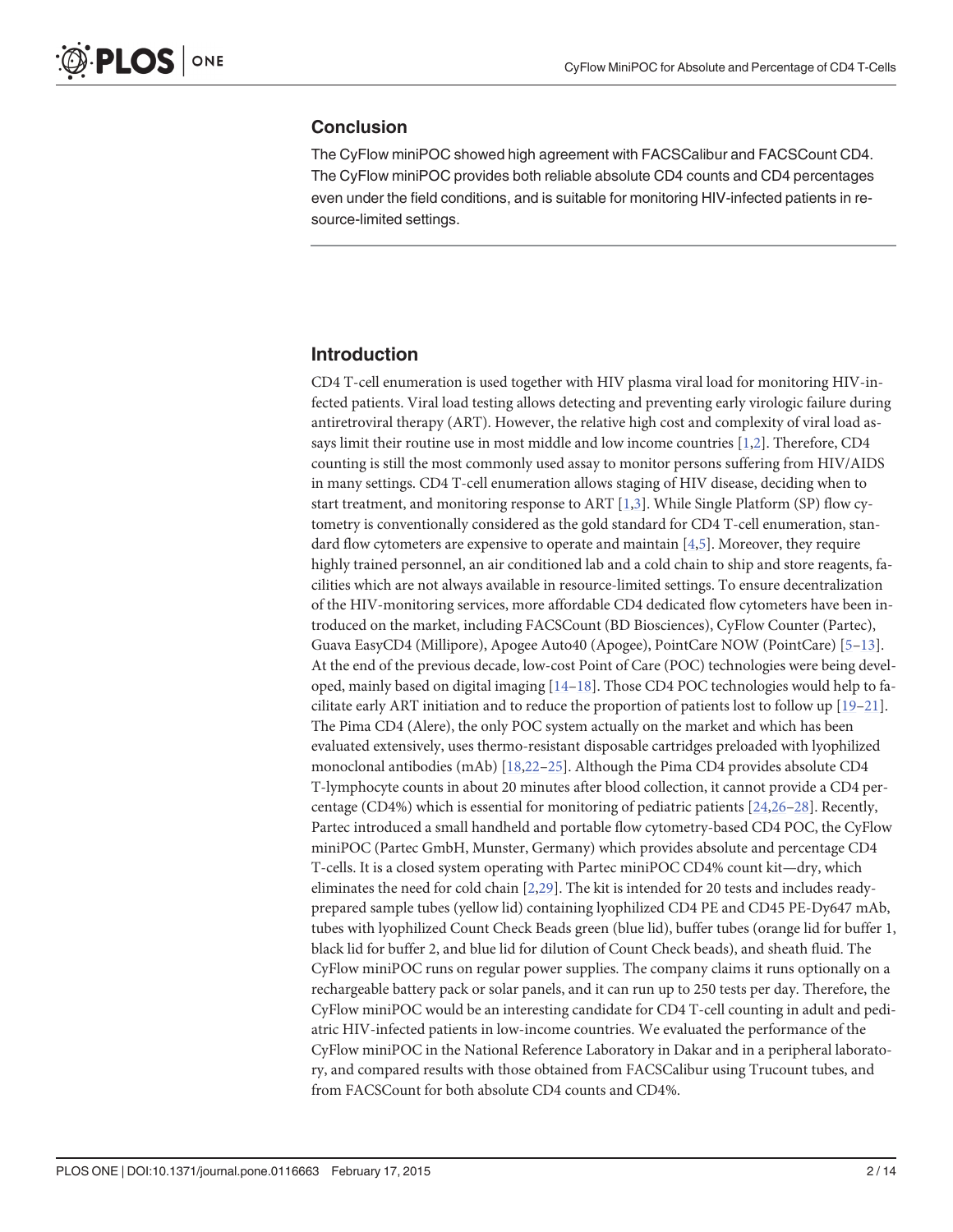## Conclusion

The CyFlow miniPOC showed high agreement with FACSCalibur and FACSCount CD4. The CyFlow miniPOC provides both reliable absolute CD4 counts and CD4 percentages even under the field conditions, and is suitable for monitoring HIV-infected patients in resource-limited settings.

## Introduction

CD4 T-cell enumeration is used together with HIV plasma viral load for monitoring HIV-infected patients. Viral load testing allows detecting and preventing early virologic failure during antiretroviral therapy (ART). However, the relative high cost and complexity of viral load assays limit their routine use in most middle and low income countries [1,2]. Therefore, CD4 counting is still the most commonly used assay to monitor persons suffering from HIV/AIDS in many settings. CD4 T-cell enumeration allows staging of HIV disease, deciding when to start treatment, and monitoring response to ART [1,3]. While Single Platform (SP) flow cytometry is conventionally considered as the gold standard for CD4 T-cell enumeration, standard flow cytometers are expensive to operate and maintain [4,5]. Moreover, they require highly trained personnel, an air conditioned lab and a cold chain to ship and store reagents, facilities which are not always available in resource-limited settings. To ensure decentralization of the HIV-monitoring services, more affordable CD4 dedicated flow cytometers have been introduced on the market, including FACSCount (BD Biosciences), CyFlow Counter (Partec), Guava EasyCD4 (Millipore), Apogee Auto40 (Apogee), PointCare NOW (PointCare) [5–13]. At the end of the previous decade, low-cost Point of Care (POC) technologies were being developed, mainly based on digital imaging [14–18]. Those CD4 POC technologies would help to facilitate early ART initiation and to reduce the proportion of patients lost to follow up [19–21]. The Pima CD4 (Alere), the only POC system actually on the market and which has been evaluated extensively, uses thermo-resistant disposable cartridges preloaded with lyophilized monoclonal antibodies (mAb) [18,22–25]. Although the Pima CD4 provides absolute CD4 T-lymphocyte counts in about 20 minutes after blood collection, it cannot provide a CD4 percentage (CD4%) which is essential for monitoring of pediatric patients [24,26–28]. Recently, Partec introduced a small handheld and portable flow cytometry-based CD4 POC, the CyFlow miniPOC (Partec GmbH, Munster, Germany) which provides absolute and percentage CD4 T-cells. It is a closed system operating with Partec miniPOC CD4% count kit—dry, which eliminates the need for cold chain [2,29]. The kit is intended for 20 tests and includes ready-prepared sample tubes (yellow lid) containing lyophilized CD4 PE and CD45 PE-Dy647 mAb, tubes with lyophilized Count Check Beads green (blue lid), buffer tubes (orange lid for buffer 1, black lid for buffer 2, and blue lid for dilution of Count Check beads), and sheath fluid. The CyFlow miniPOC runs on regular power supplies. The company claims it runs optionally on a rechargeable battery pack or solar panels, and it can run up to 250 tests per day. Therefore, the CyFlow miniPOC would be an interesting candidate for CD4 T-cell counting in adult and pediatric HIV-infected patients in low-income countries. We evaluated the performance of the CyFlow miniPOC in the National Reference Laboratory in Dakar and in a peripheral laboratory, and compared results with those obtained from FACSCalibur using Trucount tubes, and from FACSCount for both absolute CD4 counts and CD4%.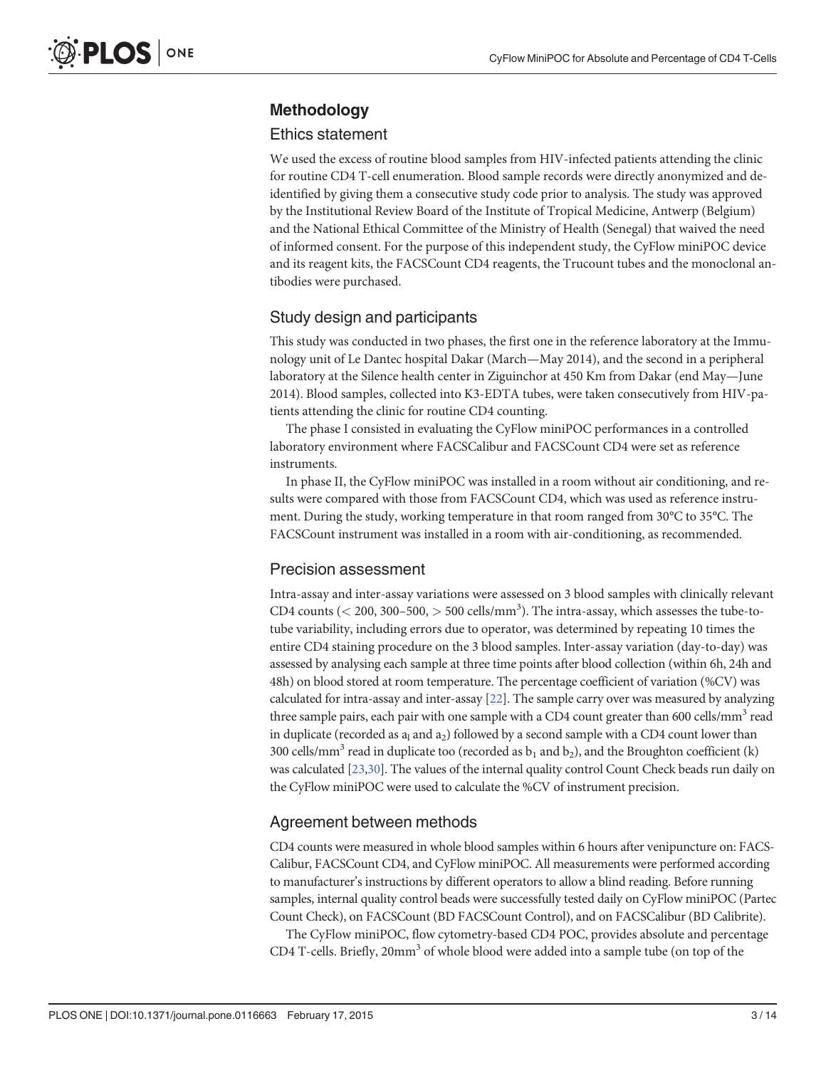## Methodology

### Ethics statement

We used the excess of routine blood samples from HIV-infected patients attending the clinic for routine CD4 T-cell enumeration. Blood sample records were directly anonymized and de-identified by giving them a consecutive study code prior to analysis. The study was approved by the Institutional Review Board of the Institute of Tropical Medicine, Antwerp (Belgium) and the National Ethical Committee of the Ministry of Health (Senegal) that waived the need of informed consent. For the purpose of this independent study, the CyFlow miniPOC device and its reagent kits, the FACSCount CD4 reagents, the Trucount tubes and the monoclonal antibodies were purchased.

### Study design and participants

This study was conducted in two phases, the first one in the reference laboratory at the Immunology unit of Le Dantec hospital Dakar (March—May 2014), and the second in a peripheral laboratory at the Silence health center in Ziguinchor at 450 Km from Dakar (end May—June 2014). Blood samples, collected into K3-EDTA tubes, were taken consecutively from HIV-patients attending the clinic for routine CD4 counting.

The phase I consisted in evaluating the CyFlow miniPOC performances in a controlled laboratory environment where FACSCalibur and FACSCount CD4 were set as reference instruments.

In phase II, the CyFlow miniPOC was installed in a room without air conditioning, and results were compared with those from FACSCount CD4, which was used as reference instrument. During the study, working temperature in that room ranged from 30°C to 35°C. The FACSCount instrument was installed in a room with air-conditioning, as recommended.

### Precision assessment

Intra-assay and inter-assay variations were assessed on 3 blood samples with clinically relevant CD4 counts (< 200, 300–500, > 500 cells/mm$^3$). The intra-assay, which assesses the tube-to-tube variability, including errors due to operator, was determined by repeating 10 times the entire CD4 staining procedure on the 3 blood samples. Inter-assay variation (day-to-day) was assessed by analysing each sample at three time points after blood collection (within 6h, 24h and 48h) on blood stored at room temperature. The percentage coefficient of variation (%CV) was calculated for intra-assay and inter-assay [22]. The sample carry over was measured by analyzing three sample pairs, each pair with one sample with a CD4 count greater than 600 cells/mm$^3$ read in duplicate (recorded as $a_l$ and $a_2$) followed by a second sample with a CD4 count lower than 300 cells/mm$^3$ read in duplicate too (recorded as $b_1$ and $b_2$), and the Broughton coefficient (k) was calculated [23,30]. The values of the internal quality control Count Check beads run daily on the CyFlow miniPOC were used to calculate the %CV of instrument precision.

### Agreement between methods

CD4 counts were measured in whole blood samples within 6 hours after venipuncture on: FACS-Calibur, FACSCount CD4, and CyFlow miniPOC. All measurements were performed according to manufacturer's instructions by different operators to allow a blind reading. Before running samples, internal quality control beads were successfully tested daily on CyFlow miniPOC (Partec Count Check), on FACSCount (BD FACSCount Control), and on FACSCalibur (BD Calibrite).

The CyFlow miniPOC, flow cytometry-based CD4 POC, provides absolute and percentage CD4 T-cells. Briefly, 20mm$^3$ of whole blood were added into a sample tube (on top of the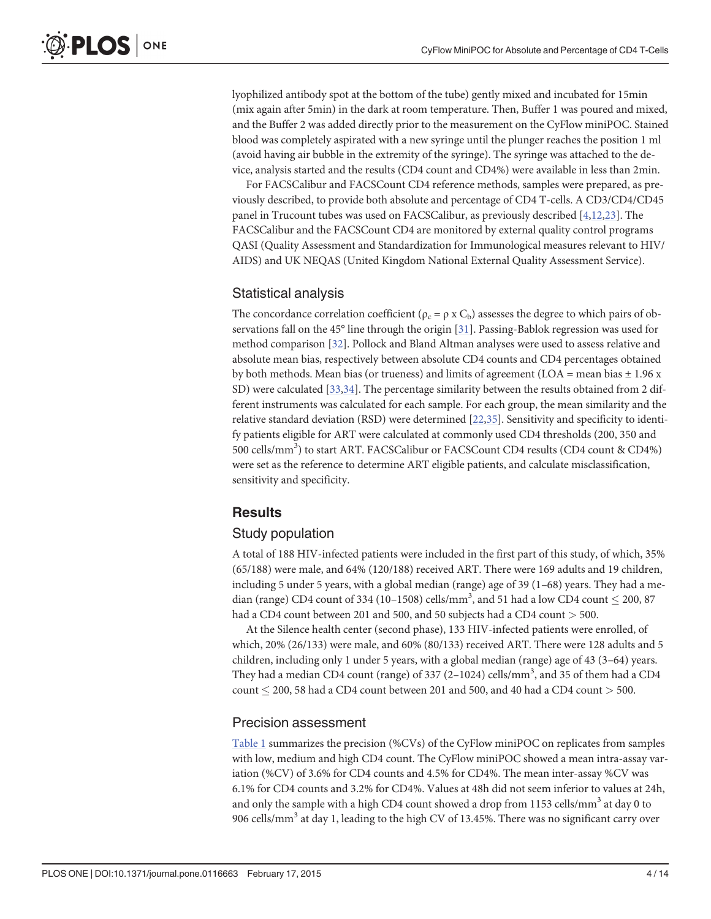lyophilized antibody spot at the bottom of the tube) gently mixed and incubated for 15min (mix again after 5min) in the dark at room temperature. Then, Buffer 1 was poured and mixed, and the Buffer 2 was added directly prior to the measurement on the CyFlow miniPOC. Stained blood was completely aspirated with a new syringe until the plunger reaches the position 1 ml (avoid having air bubble in the extremity of the syringe). The syringe was attached to the device, analysis started and the results (CD4 count and CD4%) were available in less than 2min.

For FACSCalibur and FACSCount CD4 reference methods, samples were prepared, as previously described, to provide both absolute and percentage of CD4 T-cells. A CD3/CD4/CD45 panel in Trucount tubes was used on FACSCalibur, as previously described [4,12,23]. The FACSCalibur and the FACSCount CD4 are monitored by external quality control programs QASI (Quality Assessment and Standardization for Immunological measures relevant to HIV/AIDS) and UK NEQAS (United Kingdom National External Quality Assessment Service).

## Statistical analysis

The concordance correlation coefficient ($\rho_c = \rho \times C_b$) assesses the degree to which pairs of observations fall on the 45° line through the origin [31]. Passing-Bablok regression was used for method comparison [32]. Pollock and Bland Altman analyses were used to assess relative and absolute mean bias, respectively between absolute CD4 counts and CD4 percentages obtained by both methods. Mean bias (or trueness) and limits of agreement (LOA = mean bias ± 1.96 x SD) were calculated [33,34]. The percentage similarity between the results obtained from 2 different instruments was calculated for each sample. For each group, the mean similarity and the relative standard deviation (RSD) were determined [22,35]. Sensitivity and specificity to identify patients eligible for ART were calculated at commonly used CD4 thresholds (200, 350 and 500 cells/mm$^3$) to start ART. FACSCalibur or FACSCount CD4 results (CD4 count & CD4%) were set as the reference to determine ART eligible patients, and calculate misclassification, sensitivity and specificity.

# Results

## Study population

A total of 188 HIV-infected patients were included in the first part of this study, of which, 35% (65/188) were male, and 64% (120/188) received ART. There were 169 adults and 19 children, including 5 under 5 years, with a global median (range) age of 39 (1–68) years. They had a median (range) CD4 count of 334 (10–1508) cells/mm$^3$, and 51 had a low CD4 count $\leq$ 200, 87 had a CD4 count between 201 and 500, and 50 subjects had a CD4 count $>$ 500.

At the Silence health center (second phase), 133 HIV-infected patients were enrolled, of which, 20% (26/133) were male, and 60% (80/133) received ART. There were 128 adults and 5 children, including only 1 under 5 years, with a global median (range) age of 43 (3–64) years. They had a median CD4 count (range) of 337 (2–1024) cells/mm$^3$, and 35 of them had a CD4 count $\leq$ 200, 58 had a CD4 count between 201 and 500, and 40 had a CD4 count $>$ 500.

## Precision assessment

Table 1 summarizes the precision (%CVs) of the CyFlow miniPOC on replicates from samples with low, medium and high CD4 count. The CyFlow miniPOC showed a mean intra-assay variation (%CV) of 3.6% for CD4 counts and 4.5% for CD4%. The mean inter-assay %CV was 6.1% for CD4 counts and 3.2% for CD4%. Values at 48h did not seem inferior to values at 24h, and only the sample with a high CD4 count showed a drop from 1153 cells/mm$^3$ at day 0 to 906 cells/mm$^3$ at day 1, leading to the high CV of 13.45%. There was no significant carry over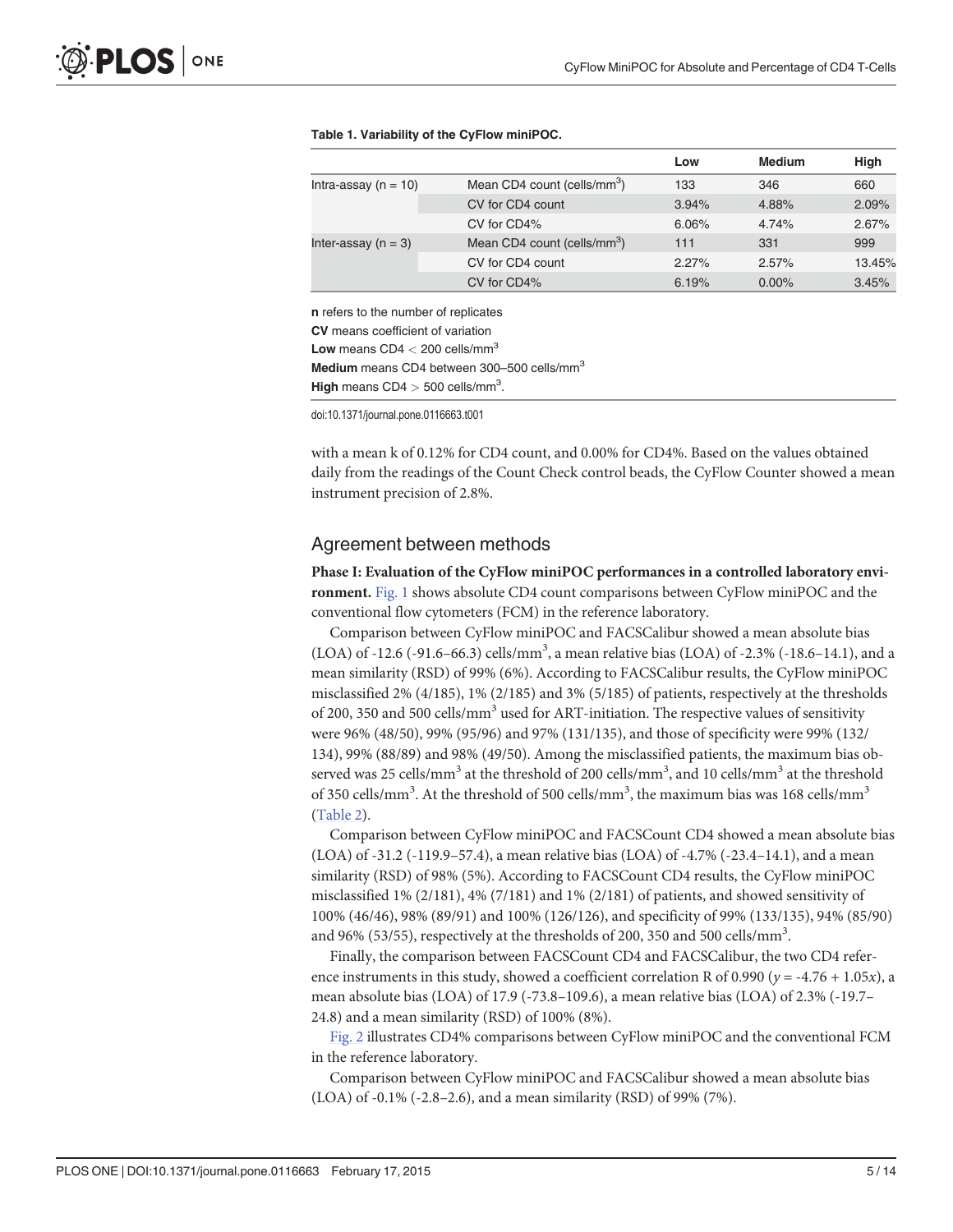**Table 1. Variability of the CyFlow miniPOC.**

| | | Low | Medium | High |
|---|---|---|---|---|
| Intra-assay (n = 10) | Mean CD4 count (cells/mm$^3$) | 133 | 346 | 660 |
| | CV for CD4 count | 3.94% | 4.88% | 2.09% |
| | CV for CD4% | 6.06% | 4.74% | 2.67% |
| Inter-assay (n = 3) | Mean CD4 count (cells/mm$^3$) | 111 | 331 | 999 |
| | CV for CD4 count | 2.27% | 2.57% | 13.45% |
| | CV for CD4% | 6.19% | 0.00% | 3.45% |

**n** refers to the number of replicates
**CV** means coefficient of variation
**Low** means CD4 < 200 cells/mm$^3$
**Medium** means CD4 between 300–500 cells/mm$^3$
**High** means CD4 > 500 cells/mm$^3$.

doi:10.1371/journal.pone.0116663.t001

with a mean k of 0.12% for CD4 count, and 0.00% for CD4%. Based on the values obtained daily from the readings of the Count Check control beads, the CyFlow Counter showed a mean instrument precision of 2.8%.

## Agreement between methods

**Phase I: Evaluation of the CyFlow miniPOC performances in a controlled laboratory environment.** Fig. 1 shows absolute CD4 count comparisons between CyFlow miniPOC and the conventional flow cytometers (FCM) in the reference laboratory.

Comparison between CyFlow miniPOC and FACSCalibur showed a mean absolute bias (LOA) of -12.6 (-91.6–66.3) cells/mm$^3$, a mean relative bias (LOA) of -2.3% (-18.6–14.1), and a mean similarity (RSD) of 99% (6%). According to FACSCalibur results, the CyFlow miniPOC misclassified 2% (4/185), 1% (2/185) and 3% (5/185) of patients, respectively at the thresholds of 200, 350 and 500 cells/mm$^3$ used for ART-initiation. The respective values of sensitivity were 96% (48/50), 99% (95/96) and 97% (131/135), and those of specificity were 99% (132/134), 99% (88/89) and 98% (49/50). Among the misclassified patients, the maximum bias observed was 25 cells/mm$^3$ at the threshold of 200 cells/mm$^3$, and 10 cells/mm$^3$ at the threshold of 350 cells/mm$^3$. At the threshold of 500 cells/mm$^3$, the maximum bias was 168 cells/mm$^3$ (Table 2).

Comparison between CyFlow miniPOC and FACSCount CD4 showed a mean absolute bias (LOA) of -31.2 (-119.9–57.4), a mean relative bias (LOA) of -4.7% (-23.4–14.1), and a mean similarity (RSD) of 98% (5%). According to FACSCount CD4 results, the CyFlow miniPOC misclassified 1% (2/181), 4% (7/181) and 1% (2/181) of patients, and showed sensitivity of 100% (46/46), 98% (89/91) and 100% (126/126), and specificity of 99% (133/135), 94% (85/90) and 96% (53/55), respectively at the thresholds of 200, 350 and 500 cells/mm$^3$.

Finally, the comparison between FACSCount CD4 and FACSCalibur, the two CD4 reference instruments in this study, showed a coefficient correlation R of 0.990 ($y = -4.76 + 1.05x$), a mean absolute bias (LOA) of 17.9 (-73.8–109.6), a mean relative bias (LOA) of 2.3% (-19.7–24.8) and a mean similarity (RSD) of 100% (8%).

Fig. 2 illustrates CD4% comparisons between CyFlow miniPOC and the conventional FCM in the reference laboratory.

Comparison between CyFlow miniPOC and FACSCalibur showed a mean absolute bias (LOA) of -0.1% (-2.8–2.6), and a mean similarity (RSD) of 99% (7%).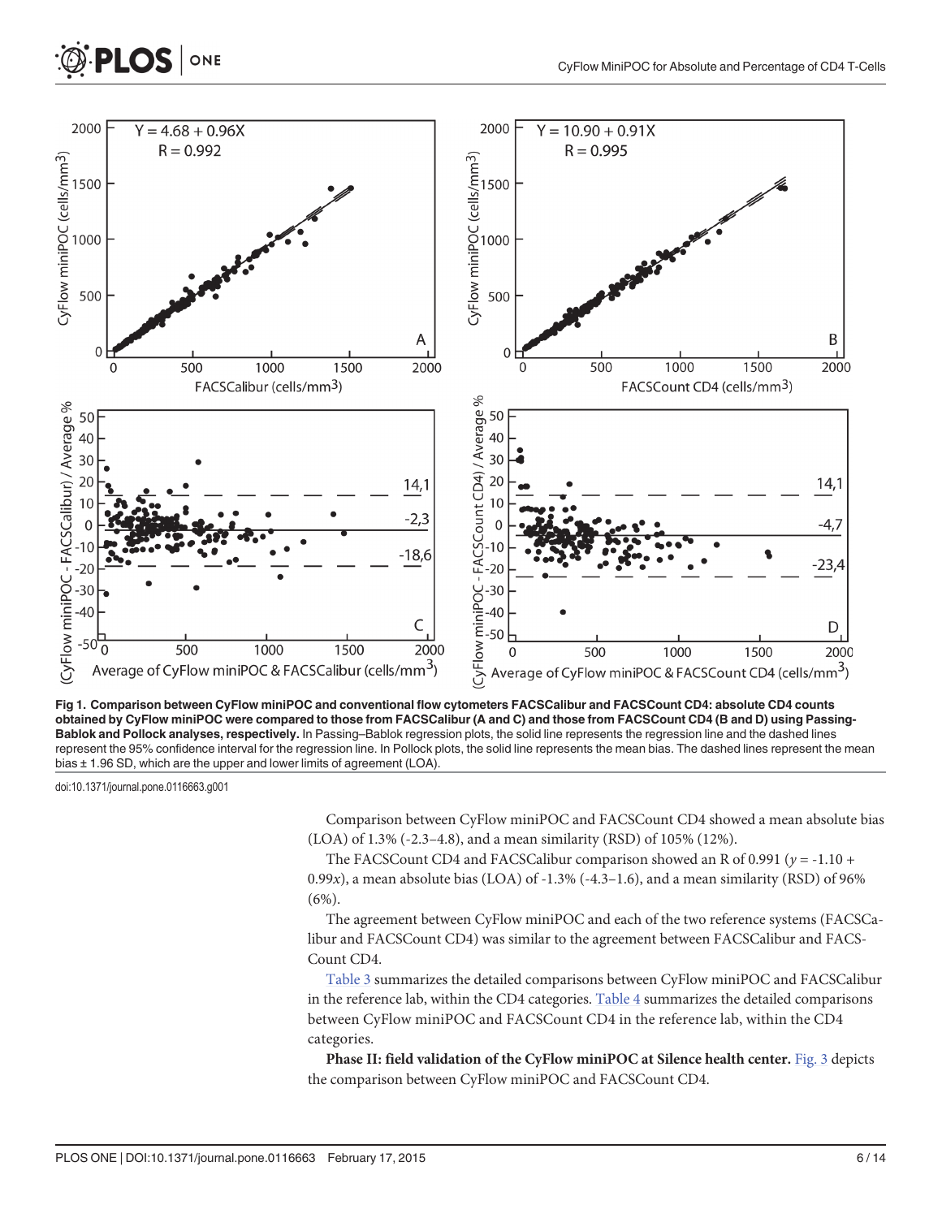**Fig 1. Comparison between CyFlow miniPOC and conventional flow cytometers FACSCalibur and FACSCount CD4: absolute CD4 counts obtained by CyFlow miniPOC were compared to those from FACSCalibur (A and C) and those from FACSCount CD4 (B and D) using Passing-Bablok and Pollock analyses, respectively.** In Passing–Bablok regression plots, the solid line represents the regression line and the dashed lines represent the 95% confidence interval for the regression line. In Pollock plots, the solid line represents the mean bias. The dashed lines represent the mean bias ± 1.96 SD, which are the upper and lower limits of agreement (LOA).

doi:10.1371/journal.pone.0116663.g001

Comparison between CyFlow miniPOC and FACSCount CD4 showed a mean absolute bias (LOA) of 1.3% (-2.3–4.8), and a mean similarity (RSD) of 105% (12%).

The FACSCount CD4 and FACSCalibur comparison showed an R of 0.991 ($y = -1.10 + 0.99x$), a mean absolute bias (LOA) of -1.3% (-4.3–1.6), and a mean similarity (RSD) of 96% (6%).

The agreement between CyFlow miniPOC and each of the two reference systems (FACSCalibur and FACSCount CD4) was similar to the agreement between FACSCalibur and FACSCount CD4.

Table 3 summarizes the detailed comparisons between CyFlow miniPOC and FACSCalibur in the reference lab, within the CD4 categories. Table 4 summarizes the detailed comparisons between CyFlow miniPOC and FACSCount CD4 in the reference lab, within the CD4 categories.

**Phase II: field validation of the CyFlow miniPOC at Silence health center.** Fig. 3 depicts the comparison between CyFlow miniPOC and FACSCount CD4.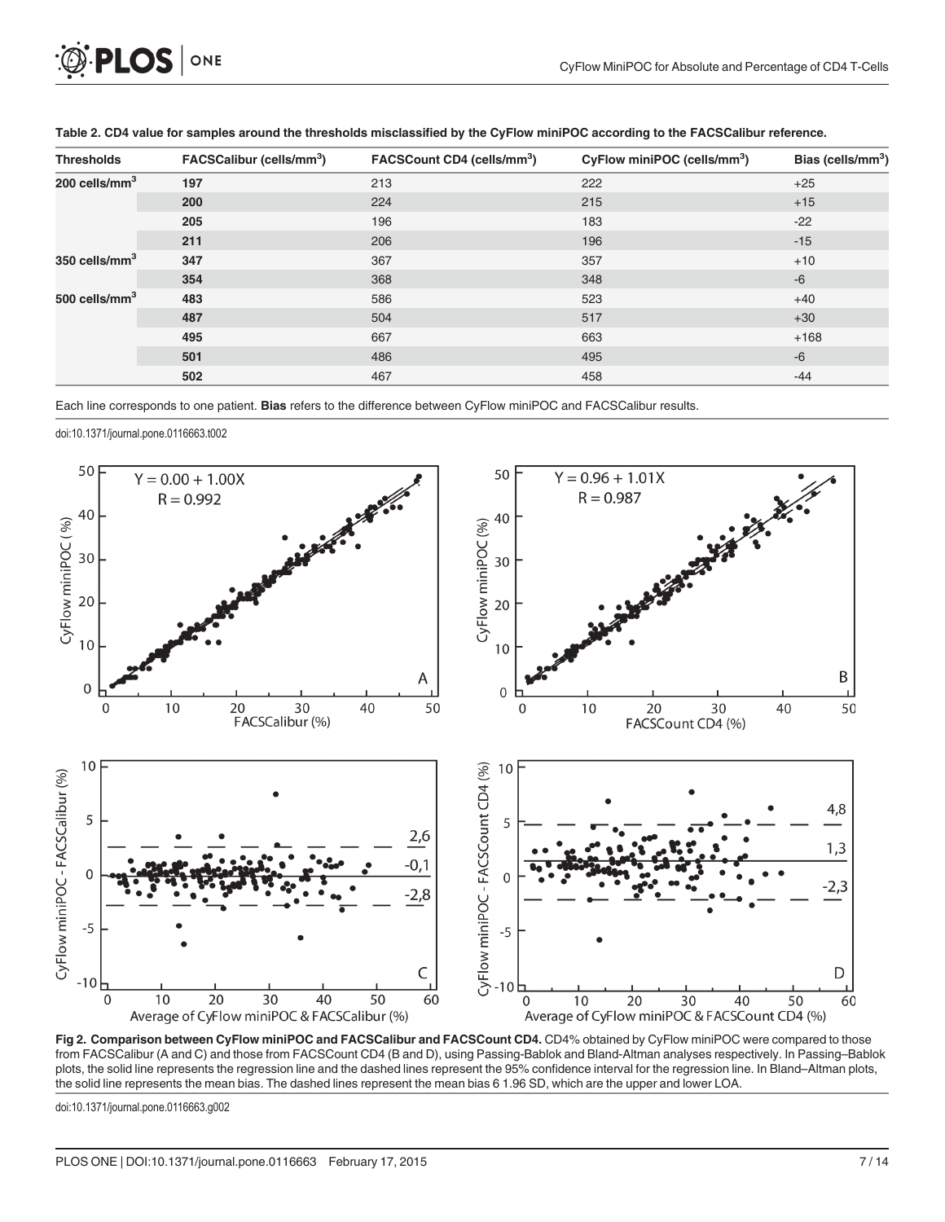**Table 2. CD4 value for samples around the thresholds misclassified by the CyFlow miniPOC according to the FACSCalibur reference.**

| Thresholds | FACSCalibur (cells/mm$^3$) | FACSCount CD4 (cells/mm$^3$) | CyFlow miniPOC (cells/mm$^3$) | Bias (cells/mm$^3$) |
|---|---|---|---|---|
| 200 cells/mm$^3$ | 197 | 213 | 222 | +25 |
| | 200 | 224 | 215 | +15 |
| | 205 | 196 | 183 | -22 |
| | 211 | 206 | 196 | -15 |
| 350 cells/mm$^3$ | 347 | 367 | 357 | +10 |
| | 354 | 368 | 348 | -6 |
| 500 cells/mm$^3$ | 483 | 586 | 523 | +40 |
| | 487 | 504 | 517 | +30 |
| | 495 | 667 | 663 | +168 |
| | 501 | 486 | 495 | -6 |
| | 502 | 467 | 458 | -44 |

Each line corresponds to one patient. **Bias** refers to the difference between CyFlow miniPOC and FACSCalibur results.

doi:10.1371/journal.pone.0116663.t002

**Fig 2. Comparison between CyFlow miniPOC and FACSCalibur and FACSCount CD4.** CD4% obtained by CyFlow miniPOC were compared to those from FACSCalibur (A and C) and those from FACSCount CD4 (B and D), using Passing-Bablok and Bland-Altman analyses respectively. In Passing–Bablok plots, the solid line represents the regression line and the dashed lines represent the 95% confidence interval for the regression line. In Bland–Altman plots, the solid line represents the mean bias. The dashed lines represent the mean bias 6 1.96 SD, which are the upper and lower LOA.

doi:10.1371/journal.pone.0116663.g002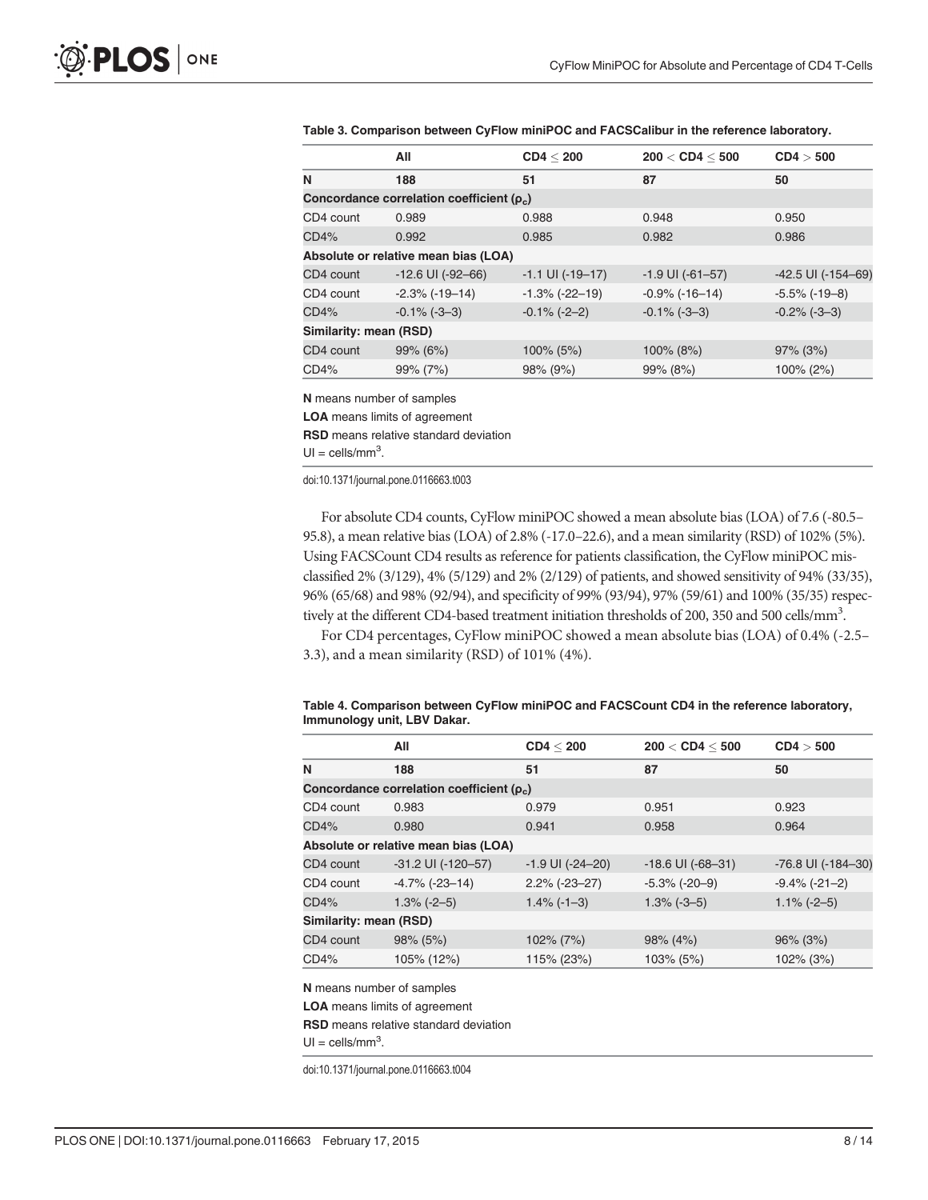**Table 3. Comparison between CyFlow miniPOC and FACSCalibur in the reference laboratory.**

| | All | CD4 ≤ 200 | 200 < CD4 ≤ 500 | CD4 > 500 |
|---|---|---|---|---|
| **N** | **188** | **51** | **87** | **50** |
| **Concordance correlation coefficient ($\rho_c$)** | | | | |
| CD4 count | 0.989 | 0.988 | 0.948 | 0.950 |
| CD4% | 0.992 | 0.985 | 0.982 | 0.986 |
| **Absolute or relative mean bias (LOA)** | | | | |
| CD4 count | -12.6 UI (-92–66) | -1.1 UI (-19–17) | -1.9 UI (-61–57) | -42.5 UI (-154–69) |
| CD4 count | -2.3% (-19–14) | -1.3% (-22–19) | -0.9% (-16–14) | -5.5% (-19–8) |
| CD4% | -0.1% (-3–3) | -0.1% (-2–2) | -0.1% (-3–3) | -0.2% (-3–3) |
| **Similarity: mean (RSD)** | | | | |
| CD4 count | 99% (6%) | 100% (5%) | 100% (8%) | 97% (3%) |
| CD4% | 99% (7%) | 98% (9%) | 99% (8%) | 100% (2%) |

**N** means number of samples

**LOA** means limits of agreement

**RSD** means relative standard deviation

UI = cells/mm$^3$.

doi:10.1371/journal.pone.0116663.t003

For absolute CD4 counts, CyFlow miniPOC showed a mean absolute bias (LOA) of 7.6 (-80.5–95.8), a mean relative bias (LOA) of 2.8% (-17.0–22.6), and a mean similarity (RSD) of 102% (5%). Using FACSCount CD4 results as reference for patients classification, the CyFlow miniPOC misclassified 2% (3/129), 4% (5/129) and 2% (2/129) of patients, and showed sensitivity of 94% (33/35), 96% (65/68) and 98% (92/94), and specificity of 99% (93/94), 97% (59/61) and 100% (35/35) respectively at the different CD4-based treatment initiation thresholds of 200, 350 and 500 cells/mm$^3$.

For CD4 percentages, CyFlow miniPOC showed a mean absolute bias (LOA) of 0.4% (-2.5–3.3), and a mean similarity (RSD) of 101% (4%).

**Table 4. Comparison between CyFlow miniPOC and FACSCount CD4 in the reference laboratory, Immunology unit, LBV Dakar.**

| | All | CD4 ≤ 200 | 200 < CD4 ≤ 500 | CD4 > 500 |
|---|---|---|---|---|
| **N** | **188** | **51** | **87** | **50** |
| **Concordance correlation coefficient ($\rho_c$)** | | | | |
| CD4 count | 0.983 | 0.979 | 0.951 | 0.923 |
| CD4% | 0.980 | 0.941 | 0.958 | 0.964 |
| **Absolute or relative mean bias (LOA)** | | | | |
| CD4 count | -31.2 UI (-120–57) | -1.9 UI (-24–20) | -18.6 UI (-68–31) | -76.8 UI (-184–30) |
| CD4 count | -4.7% (-23–14) | 2.2% (-23–27) | -5.3% (-20–9) | -9.4% (-21–2) |
| CD4% | 1.3% (-2–5) | 1.4% (-1–3) | 1.3% (-3–5) | 1.1% (-2–5) |
| **Similarity: mean (RSD)** | | | | |
| CD4 count | 98% (5%) | 102% (7%) | 98% (4%) | 96% (3%) |
| CD4% | 105% (12%) | 115% (23%) | 103% (5%) | 102% (3%) |

**N** means number of samples

**LOA** means limits of agreement

**RSD** means relative standard deviation

UI = cells/mm$^3$.

doi:10.1371/journal.pone.0116663.t004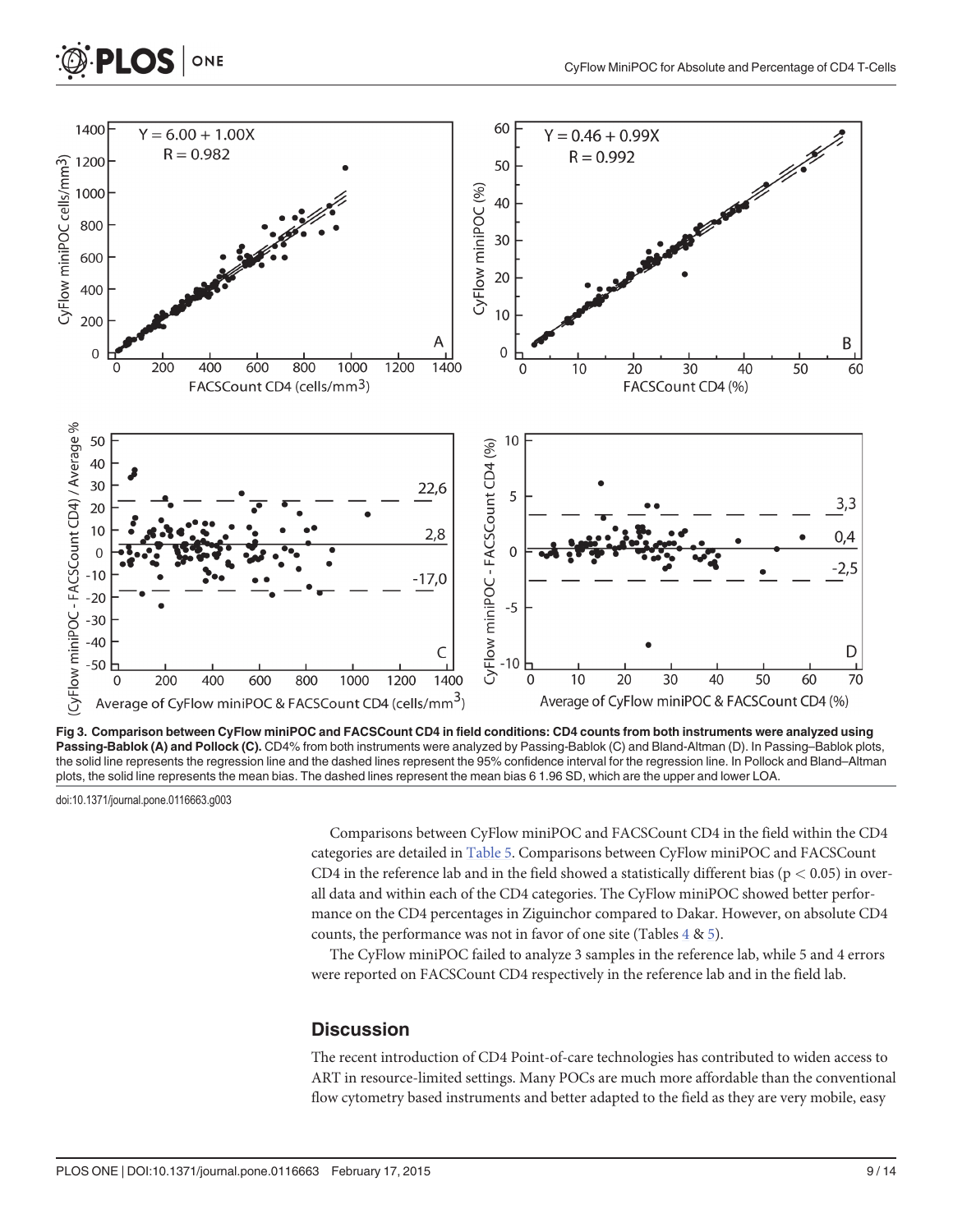**Fig 3. Comparison between CyFlow miniPOC and FACSCount CD4 in field conditions: CD4 counts from both instruments were analyzed using Passing-Bablok (A) and Pollock (C).** CD4% from both instruments were analyzed by Passing-Bablok (C) and Bland-Altman (D). In Passing–Bablok plots, the solid line represents the regression line and the dashed lines represent the 95% confidence interval for the regression line. In Pollock and Bland–Altman plots, the solid line represents the mean bias. The dashed lines represent the mean bias 6 1.96 SD, which are the upper and lower LOA.

doi:10.1371/journal.pone.0116663.g003

Comparisons between CyFlow miniPOC and FACSCount CD4 in the field within the CD4 categories are detailed in Table 5. Comparisons between CyFlow miniPOC and FACSCount CD4 in the reference lab and in the field showed a statistically different bias ($p < 0.05$) in overall data and within each of the CD4 categories. The CyFlow miniPOC showed better performance on the CD4 percentages in Ziguinchor compared to Dakar. However, on absolute CD4 counts, the performance was not in favor of one site (Tables 4 & 5).

The CyFlow miniPOC failed to analyze 3 samples in the reference lab, while 5 and 4 errors were reported on FACSCount CD4 respectively in the reference lab and in the field lab.

## Discussion

The recent introduction of CD4 Point-of-care technologies has contributed to widen access to ART in resource-limited settings. Many POCs are much more affordable than the conventional flow cytometry based instruments and better adapted to the field as they are very mobile, easy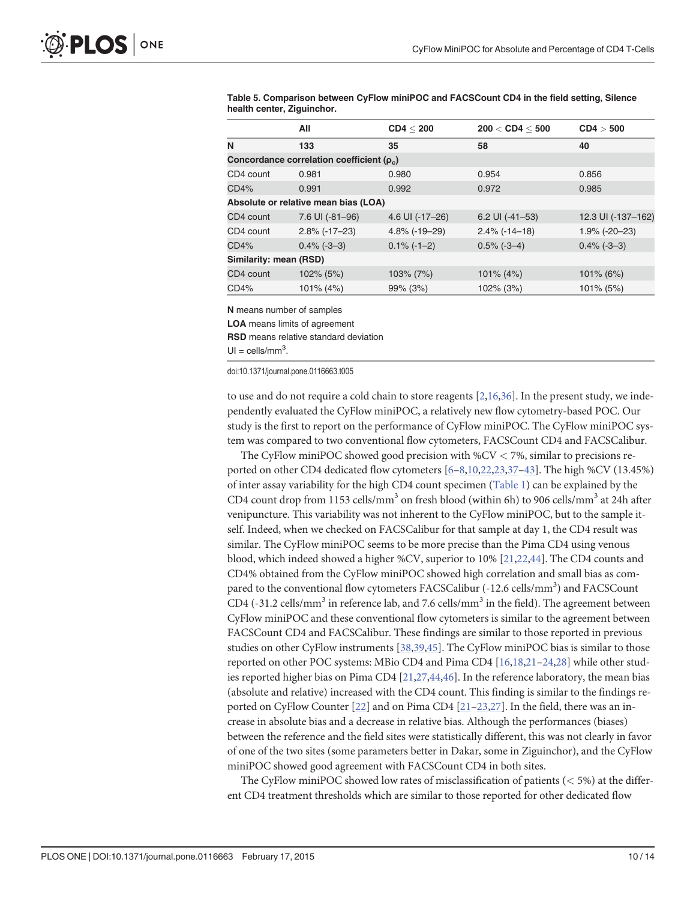**Table 5. Comparison between CyFlow miniPOC and FACSCount CD4 in the field setting, Silence health center, Ziguinchor.**

| | All | CD4 ≤ 200 | 200 < CD4 ≤ 500 | CD4 > 500 |
|---|---|---|---|---|
| **N** | **133** | **35** | **58** | **40** |
| **Concordance correlation coefficient ($\rho_c$)** | | | | |
| CD4 count | 0.981 | 0.980 | 0.954 | 0.856 |
| CD4% | 0.991 | 0.992 | 0.972 | 0.985 |
| **Absolute or relative mean bias (LOA)** | | | | |
| CD4 count | 7.6 UI (-81–96) | 4.6 UI (-17–26) | 6.2 UI (-41–53) | 12.3 UI (-137–162) |
| CD4 count | 2.8% (-17–23) | 4.8% (-19–29) | 2.4% (-14–18) | 1.9% (-20–23) |
| CD4% | 0.4% (-3–3) | 0.1% (-1–2) | 0.5% (-3–4) | 0.4% (-3–3) |
| **Similarity: mean (RSD)** | | | | |
| CD4 count | 102% (5%) | 103% (7%) | 101% (4%) | 101% (6%) |
| CD4% | 101% (4%) | 99% (3%) | 102% (3%) | 101% (5%) |

**N** means number of samples

**LOA** means limits of agreement

**RSD** means relative standard deviation

UI = cells/mm$^3$.

doi:10.1371/journal.pone.0116663.t005

to use and do not require a cold chain to store reagents [2,16,36]. In the present study, we independently evaluated the CyFlow miniPOC, a relatively new flow cytometry-based POC. Our study is the first to report on the performance of CyFlow miniPOC. The CyFlow miniPOC system was compared to two conventional flow cytometers, FACSCount CD4 and FACSCalibur.

The CyFlow miniPOC showed good precision with %CV < 7%, similar to precisions reported on other CD4 dedicated flow cytometers [6–8,10,22,23,37–43]. The high %CV (13.45%) of inter assay variability for the high CD4 count specimen (Table 1) can be explained by the CD4 count drop from 1153 cells/mm$^3$ on fresh blood (within 6h) to 906 cells/mm$^3$ at 24h after venipuncture. This variability was not inherent to the CyFlow miniPOC, but to the sample itself. Indeed, when we checked on FACSCalibur for that sample at day 1, the CD4 result was similar. The CyFlow miniPOC seems to be more precise than the Pima CD4 using venous blood, which indeed showed a higher %CV, superior to 10% [21,22,44]. The CD4 counts and CD4% obtained from the CyFlow miniPOC showed high correlation and small bias as compared to the conventional flow cytometers FACSCalibur (-12.6 cells/mm$^3$) and FACSCount CD4 (-31.2 cells/mm$^3$ in reference lab, and 7.6 cells/mm$^3$ in the field). The agreement between CyFlow miniPOC and these conventional flow cytometers is similar to the agreement between FACSCount CD4 and FACSCalibur. These findings are similar to those reported in previous studies on other CyFlow instruments [38,39,45]. The CyFlow miniPOC bias is similar to those reported on other POC systems: MBio CD4 and Pima CD4 [16,18,21–24,28] while other studies reported higher bias on Pima CD4 [21,27,44,46]. In the reference laboratory, the mean bias (absolute and relative) increased with the CD4 count. This finding is similar to the findings reported on CyFlow Counter [22] and on Pima CD4 [21–23,27]. In the field, there was an increase in absolute bias and a decrease in relative bias. Although the performances (biases) between the reference and the field sites were statistically different, this was not clearly in favor of one of the two sites (some parameters better in Dakar, some in Ziguinchor), and the CyFlow miniPOC showed good agreement with FACSCount CD4 in both sites.

The CyFlow miniPOC showed low rates of misclassification of patients (< 5%) at the different CD4 treatment thresholds which are similar to those reported for other dedicated flow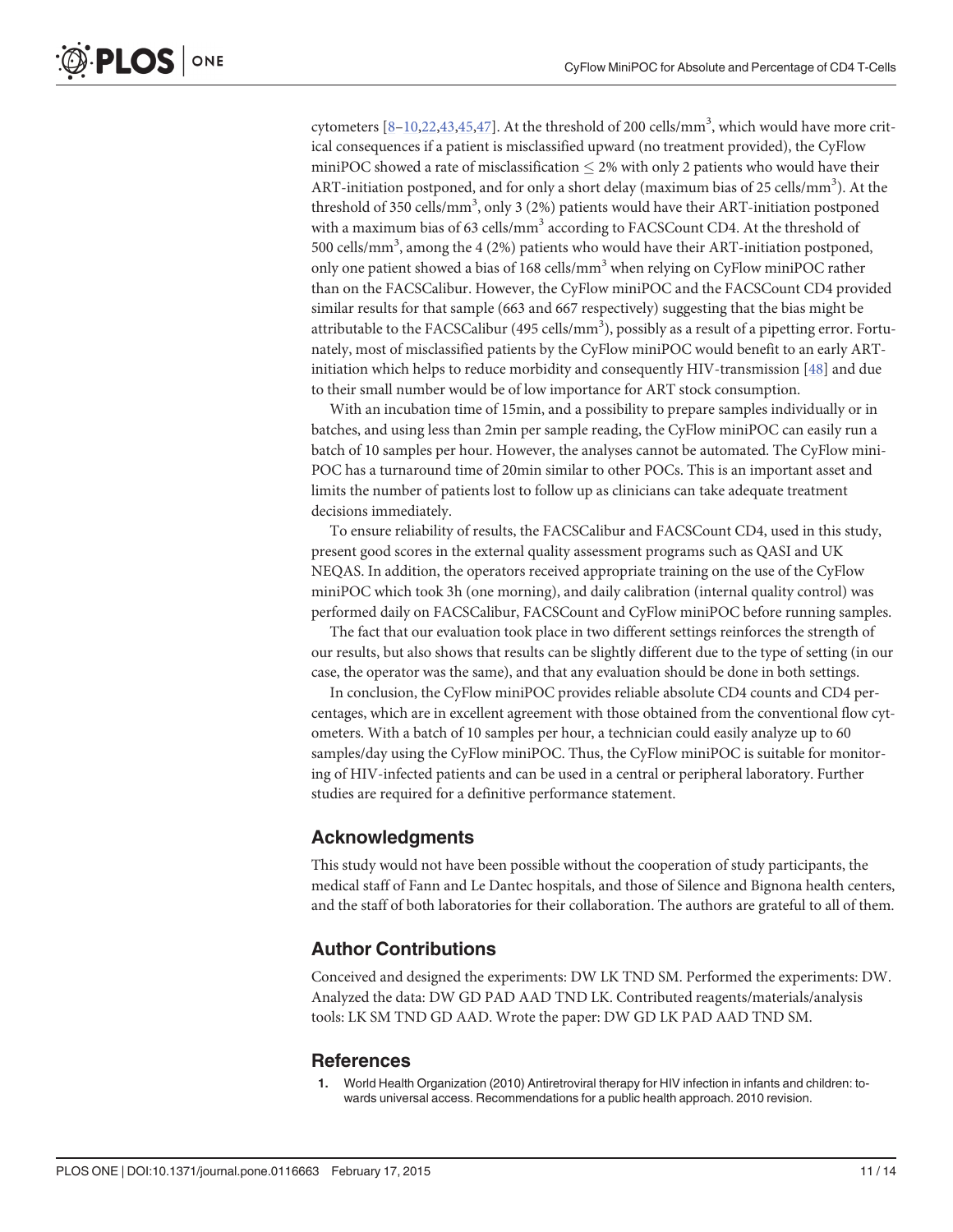cytometers [8–10,22,43,45,47]. At the threshold of 200 cells/mm$^3$, which would have more critical consequences if a patient is misclassified upward (no treatment provided), the CyFlow miniPOC showed a rate of misclassification $\leq$ 2% with only 2 patients who would have their ART-initiation postponed, and for only a short delay (maximum bias of 25 cells/mm$^3$). At the threshold of 350 cells/mm$^3$, only 3 (2%) patients would have their ART-initiation postponed with a maximum bias of 63 cells/mm$^3$ according to FACSCount CD4. At the threshold of 500 cells/mm$^3$, among the 4 (2%) patients who would have their ART-initiation postponed, only one patient showed a bias of 168 cells/mm$^3$ when relying on CyFlow miniPOC rather than on the FACSCalibur. However, the CyFlow miniPOC and the FACSCount CD4 provided similar results for that sample (663 and 667 respectively) suggesting that the bias might be attributable to the FACSCalibur (495 cells/mm$^3$), possibly as a result of a pipetting error. Fortunately, most of misclassified patients by the CyFlow miniPOC would benefit to an early ART-initiation which helps to reduce morbidity and consequently HIV-transmission [48] and due to their small number would be of low importance for ART stock consumption.

With an incubation time of 15min, and a possibility to prepare samples individually or in batches, and using less than 2min per sample reading, the CyFlow miniPOC can easily run a batch of 10 samples per hour. However, the analyses cannot be automated. The CyFlow miniPOC has a turnaround time of 20min similar to other POCs. This is an important asset and limits the number of patients lost to follow up as clinicians can take adequate treatment decisions immediately.

To ensure reliability of results, the FACSCalibur and FACSCount CD4, used in this study, present good scores in the external quality assessment programs such as QASI and UK NEQAS. In addition, the operators received appropriate training on the use of the CyFlow miniPOC which took 3h (one morning), and daily calibration (internal quality control) was performed daily on FACSCalibur, FACSCount and CyFlow miniPOC before running samples.

The fact that our evaluation took place in two different settings reinforces the strength of our results, but also shows that results can be slightly different due to the type of setting (in our case, the operator was the same), and that any evaluation should be done in both settings.

In conclusion, the CyFlow miniPOC provides reliable absolute CD4 counts and CD4 percentages, which are in excellent agreement with those obtained from the conventional flow cytometers. With a batch of 10 samples per hour, a technician could easily analyze up to 60 samples/day using the CyFlow miniPOC. Thus, the CyFlow miniPOC is suitable for monitoring of HIV-infected patients and can be used in a central or peripheral laboratory. Further studies are required for a definitive performance statement.

## Acknowledgments

This study would not have been possible without the cooperation of study participants, the medical staff of Fann and Le Dantec hospitals, and those of Silence and Bignona health centers, and the staff of both laboratories for their collaboration. The authors are grateful to all of them.

## Author Contributions

Conceived and designed the experiments: DW LK TND SM. Performed the experiments: DW. Analyzed the data: DW GD PAD AAD TND LK. Contributed reagents/materials/analysis tools: LK SM TND GD AAD. Wrote the paper: DW GD LK PAD AAD TND SM.

## References

1. World Health Organization (2010) Antiretroviral therapy for HIV infection in infants and children: towards universal access. Recommendations for a public health approach. 2010 revision.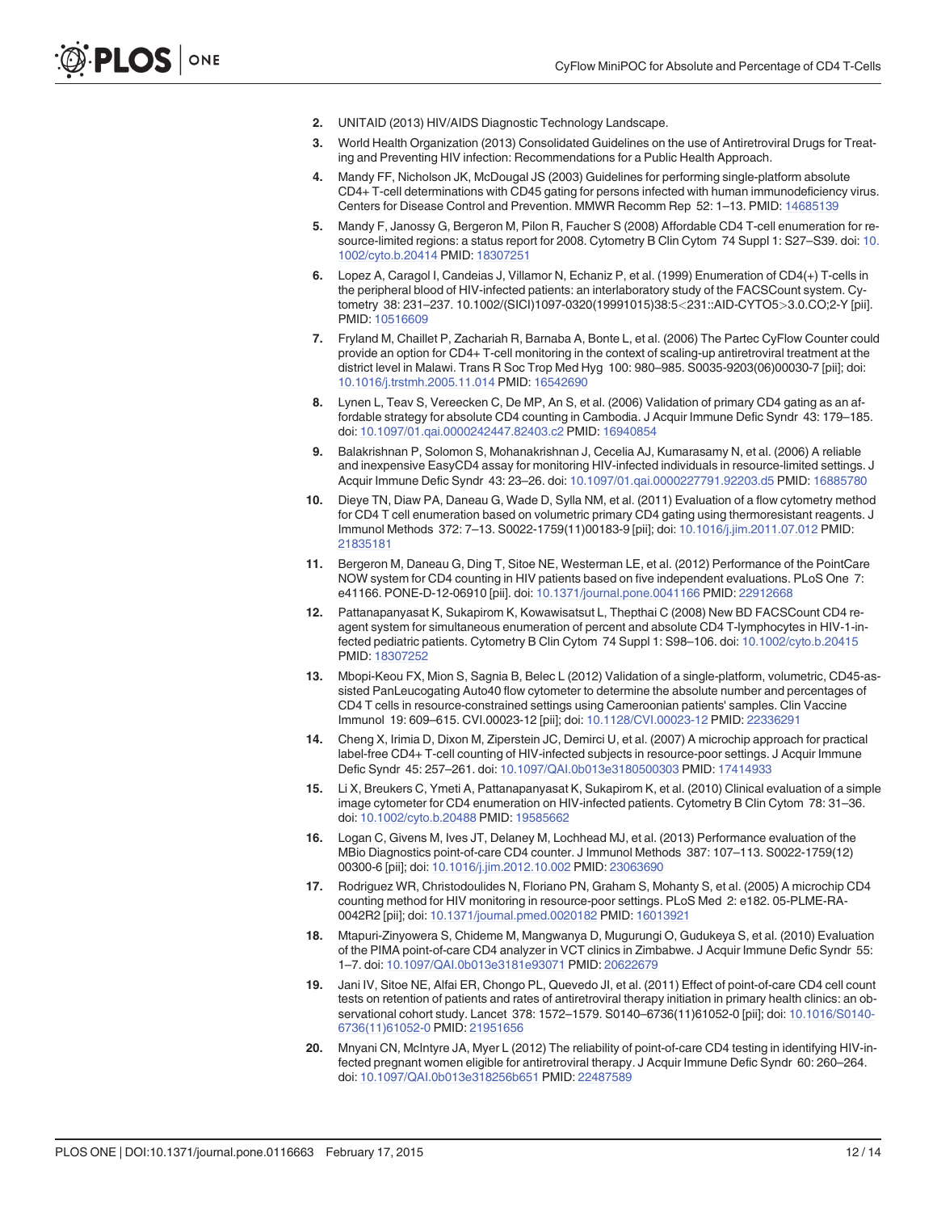2. UNITAID (2013) HIV/AIDS Diagnostic Technology Landscape.
3. World Health Organization (2013) Consolidated Guidelines on the use of Antiretroviral Drugs for Treating and Preventing HIV infection: Recommendations for a Public Health Approach.
4. Mandy FF, Nicholson JK, McDougal JS (2003) Guidelines for performing single-platform absolute CD4+ T-cell determinations with CD45 gating for persons infected with human immunodeficiency virus. Centers for Disease Control and Prevention. MMWR Recomm Rep 52: 1–13. PMID: 14685139
5. Mandy F, Janossy G, Bergeron M, Pilon R, Faucher S (2008) Affordable CD4 T-cell enumeration for resource-limited regions: a status report for 2008. Cytometry B Clin Cytom 74 Suppl 1: S27–S39. doi: 10.1002/cyto.b.20414 PMID: 18307251
6. Lopez A, Caragol I, Candeias J, Villamor N, Echaniz P, et al. (1999) Enumeration of CD4(+) T-cells in the peripheral blood of HIV-infected patients: an interlaboratory study of the FACSCount system. Cytometry 38: 231–237. 10.1002/(SICI)1097-0320(19991015)38:5<231::AID-CYTO5>3.0.CO;2-Y [pii]. PMID: 10516609
7. Fryland M, Chaillet P, Zachariah R, Barnaba A, Bonte L, et al. (2006) The Partec CyFlow Counter could provide an option for CD4+ T-cell monitoring in the context of scaling-up antiretroviral treatment at the district level in Malawi. Trans R Soc Trop Med Hyg 100: 980–985. S0035-9203(06)00030-7 [pii]; doi: 10.1016/j.trstmh.2005.11.014 PMID: 16542690
8. Lynen L, Teav S, Vereecken C, De MP, An S, et al. (2006) Validation of primary CD4 gating as an affordable strategy for absolute CD4 counting in Cambodia. J Acquir Immune Defic Syndr 43: 179–185. doi: 10.1097/01.qai.0000242447.82403.c2 PMID: 16940854
9. Balakrishnan P, Solomon S, Mohanakrishnan J, Cecelia AJ, Kumarasamy N, et al. (2006) A reliable and inexpensive EasyCD4 assay for monitoring HIV-infected individuals in resource-limited settings. J Acquir Immune Defic Syndr 43: 23–26. doi: 10.1097/01.qai.0000227791.92203.d5 PMID: 16885780
10. Dieye TN, Diaw PA, Daneau G, Wade D, Sylla NM, et al. (2011) Evaluation of a flow cytometry method for CD4 T cell enumeration based on volumetric primary CD4 gating using thermoresistant reagents. J Immunol Methods 372: 7–13. S0022-1759(11)00183-9 [pii]; doi: 10.1016/j.jim.2011.07.012 PMID: 21835181
11. Bergeron M, Daneau G, Ding T, Sitoe NE, Westerman LE, et al. (2012) Performance of the PointCare NOW system for CD4 counting in HIV patients based on five independent evaluations. PLoS One 7: e41166. PONE-D-12-06910 [pii]. doi: 10.1371/journal.pone.0041166 PMID: 22912668
12. Pattanapanyasat K, Sukapirom K, Kowawisatsut L, Thepthai C (2008) New BD FACSCount CD4 reagent system for simultaneous enumeration of percent and absolute CD4 T-lymphocytes in HIV-1-infected pediatric patients. Cytometry B Clin Cytom 74 Suppl 1: S98–106. doi: 10.1002/cyto.b.20415 PMID: 18307252
13. Mbopi-Keou FX, Mion S, Sagnia B, Belec L (2012) Validation of a single-platform, volumetric, CD45-assisted PanLeucogating Auto40 flow cytometer to determine the absolute number and percentages of CD4 T cells in resource-constrained settings using Cameroonian patients' samples. Clin Vaccine Immunol 19: 609–615. CVI.00023-12 [pii]; doi: 10.1128/CVI.00023-12 PMID: 22336291
14. Cheng X, Irimia D, Dixon M, Ziperstein JC, Demirci U, et al. (2007) A microchip approach for practical label-free CD4+ T-cell counting of HIV-infected subjects in resource-poor settings. J Acquir Immune Defic Syndr 45: 257–261. doi: 10.1097/QAI.0b013e3180500303 PMID: 17414933
15. Li X, Breukers C, Ymeti A, Pattanapanyasat K, Sukapirom K, et al. (2010) Clinical evaluation of a simple image cytometer for CD4 enumeration on HIV-infected patients. Cytometry B Clin Cytom 78: 31–36. doi: 10.1002/cyto.b.20488 PMID: 19585662
16. Logan C, Givens M, Ives JT, Delaney M, Lochhead MJ, et al. (2013) Performance evaluation of the MBio Diagnostics point-of-care CD4 counter. J Immunol Methods 387: 107–113. S0022-1759(12)00300-6 [pii]; doi: 10.1016/j.jim.2012.10.002 PMID: 23063690
17. Rodriguez WR, Christodoulides N, Floriano PN, Graham S, Mohanty S, et al. (2005) A microchip CD4 counting method for HIV monitoring in resource-poor settings. PLoS Med 2: e182. 05-PLME-RA-0042R2 [pii]; doi: 10.1371/journal.pmed.0020182 PMID: 16013921
18. Mtapuri-Zinyowera S, Chideme M, Mangwanya D, Mugurungi O, Gudukeya S, et al. (2010) Evaluation of the PIMA point-of-care CD4 analyzer in VCT clinics in Zimbabwe. J Acquir Immune Defic Syndr 55: 1–7. doi: 10.1097/QAI.0b013e3181e93071 PMID: 20622679
19. Jani IV, Sitoe NE, Alfai ER, Chongo PL, Quevedo JI, et al. (2011) Effect of point-of-care CD4 cell count tests on retention of patients and rates of antiretroviral therapy initiation in primary health clinics: an observational cohort study. Lancet 378: 1572–1579. S0140-6736(11)61052-0 [pii]; doi: 10.1016/S0140-6736(11)61052-0 PMID: 21951656
20. Mnyani CN, McIntyre JA, Myer L (2012) The reliability of point-of-care CD4 testing in identifying HIV-infected pregnant women eligible for antiretroviral therapy. J Acquir Immune Defic Syndr 60: 260–264. doi: 10.1097/QAI.0b013e318256b651 PMID: 22487589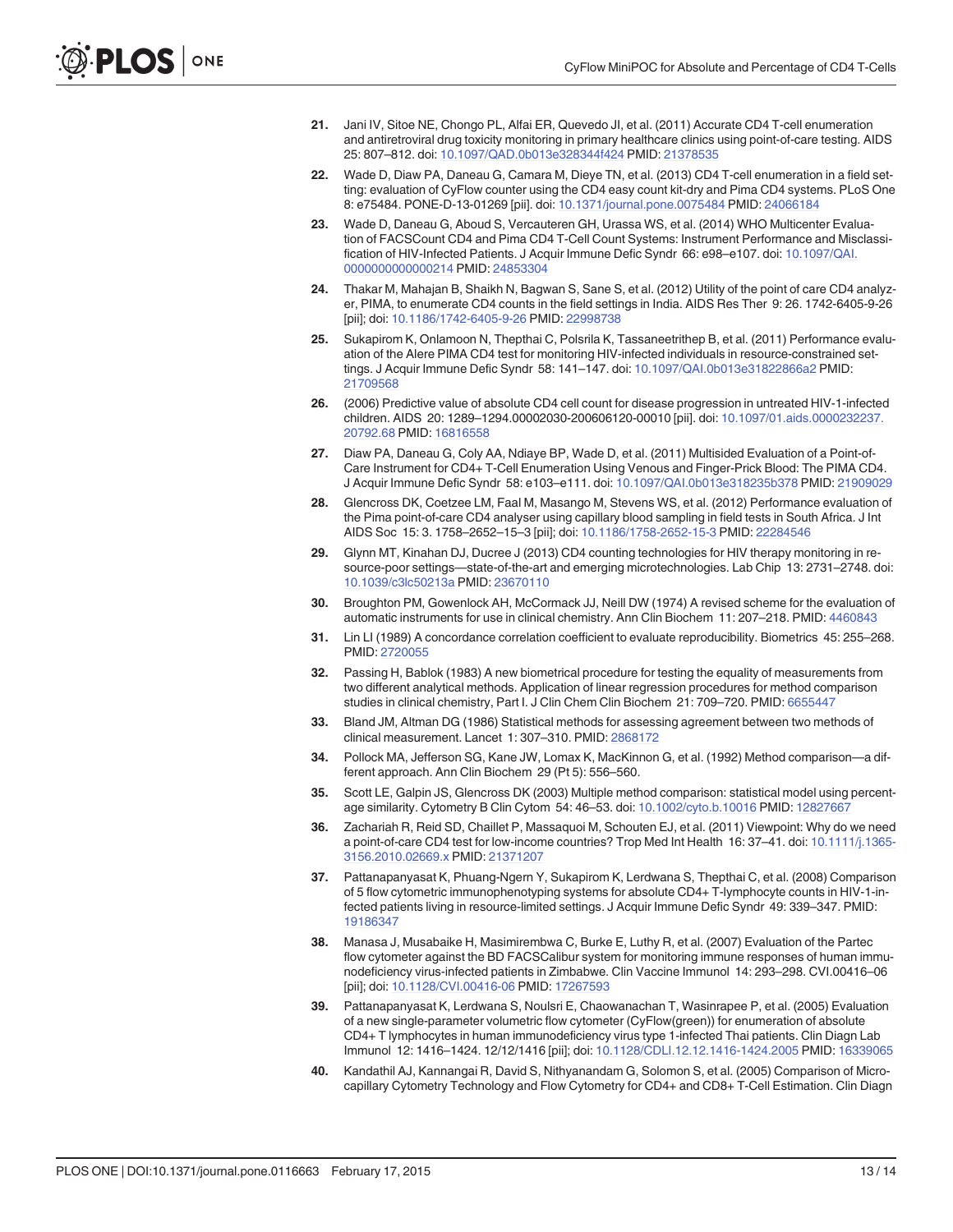21. Jani IV, Sitoe NE, Chongo PL, Alfai ER, Quevedo JI, et al. (2011) Accurate CD4 T-cell enumeration and antiretroviral drug toxicity monitoring in primary healthcare clinics using point-of-care testing. AIDS 25: 807–812. doi: 10.1097/QAD.0b013e328344f424 PMID: 21378535

22. Wade D, Diaw PA, Daneau G, Camara M, Dieye TN, et al. (2013) CD4 T-cell enumeration in a field setting: evaluation of CyFlow counter using the CD4 easy count kit-dry and Pima CD4 systems. PLoS One 8: e75484. PONE-D-13-01269 [pii]. doi: 10.1371/journal.pone.0075484 PMID: 24066184

23. Wade D, Daneau G, Aboud S, Vercauteren GH, Urassa WS, et al. (2014) WHO Multicenter Evaluation of FACSCount CD4 and Pima CD4 T-Cell Count Systems: Instrument Performance and Misclassification of HIV-Infected Patients. J Acquir Immune Defic Syndr 66: e98–e107. doi: 10.1097/QAI.0000000000000214 PMID: 24853304

24. Thakar M, Mahajan B, Shaikh N, Bagwan S, Sane S, et al. (2012) Utility of the point of care CD4 analyzer, PIMA, to enumerate CD4 counts in the field settings in India. AIDS Res Ther 9: 26. 1742-6405-9-26 [pii]; doi: 10.1186/1742-6405-9-26 PMID: 22998738

25. Sukapirom K, Onlamoon N, Thepthai C, Polsrila K, Tassaneetrithep B, et al. (2011) Performance evaluation of the Alere PIMA CD4 test for monitoring HIV-infected individuals in resource-constrained settings. J Acquir Immune Defic Syndr 58: 141–147. doi: 10.1097/QAI.0b013e31822866a2 PMID: 21709568

26. (2006) Predictive value of absolute CD4 cell count for disease progression in untreated HIV-1-infected children. AIDS 20: 1289–1294.00002030-200606120-00010 [pii]. doi: 10.1097/01.aids.0000232237.20792.68 PMID: 16816558

27. Diaw PA, Daneau G, Coly AA, Ndiaye BP, Wade D, et al. (2011) Multisided Evaluation of a Point-of-Care Instrument for CD4+ T-Cell Enumeration Using Venous and Finger-Prick Blood: The PIMA CD4. J Acquir Immune Defic Syndr 58: e103–e111. doi: 10.1097/QAI.0b013e318235b378 PMID: 21909029

28. Glencross DK, Coetzee LM, Faal M, Masango M, Stevens WS, et al. (2012) Performance evaluation of the Pima point-of-care CD4 analyser using capillary blood sampling in field tests in South Africa. J Int AIDS Soc 15: 3. 1758–2652–15–3 [pii]; doi: 10.1186/1758-2652-15-3 PMID: 22284546

29. Glynn MT, Kinahan DJ, Ducree J (2013) CD4 counting technologies for HIV therapy monitoring in resource-poor settings—state-of-the-art and emerging microtechnologies. Lab Chip 13: 2731–2748. doi: 10.1039/c3lc50213a PMID: 23670110

30. Broughton PM, Gowenlock AH, McCormack JJ, Neill DW (1974) A revised scheme for the evaluation of automatic instruments for use in clinical chemistry. Ann Clin Biochem 11: 207–218. PMID: 4460843

31. Lin LI (1989) A concordance correlation coefficient to evaluate reproducibility. Biometrics 45: 255–268. PMID: 2720055

32. Passing H, Bablok (1983) A new biometrical procedure for testing the equality of measurements from two different analytical methods. Application of linear regression procedures for method comparison studies in clinical chemistry, Part I. J Clin Chem Clin Biochem 21: 709–720. PMID: 6655447

33. Bland JM, Altman DG (1986) Statistical methods for assessing agreement between two methods of clinical measurement. Lancet 1: 307–310. PMID: 2868172

34. Pollock MA, Jefferson SG, Kane JW, Lomax K, MacKinnon G, et al. (1992) Method comparison—a different approach. Ann Clin Biochem 29 (Pt 5): 556–560.

35. Scott LE, Galpin JS, Glencross DK (2003) Multiple method comparison: statistical model using percentage similarity. Cytometry B Clin Cytom 54: 46–53. doi: 10.1002/cyto.b.10016 PMID: 12827667

36. Zachariah R, Reid SD, Chaillet P, Massaquoi M, Schouten EJ, et al. (2011) Viewpoint: Why do we need a point-of-care CD4 test for low-income countries? Trop Med Int Health 16: 37–41. doi: 10.1111/j.1365-3156.2010.02669.x PMID: 21371207

37. Pattanapanyasat K, Phuang-Ngern Y, Sukapirom K, Lerdwana S, Thepthai C, et al. (2008) Comparison of 5 flow cytometric immunophenotyping systems for absolute CD4+ T-lymphocyte counts in HIV-1-infected patients living in resource-limited settings. J Acquir Immune Defic Syndr 49: 339–347. PMID: 19186347

38. Manasa J, Musabaike H, Masimirembwa C, Burke E, Luthy R, et al. (2007) Evaluation of the Partec flow cytometer against the BD FACSCalibur system for monitoring immune responses of human immunodeficiency virus-infected patients in Zimbabwe. Clin Vaccine Immunol 14: 293–298. CVI.00416–06 [pii]; doi: 10.1128/CVI.00416-06 PMID: 17267593

39. Pattanapanyasat K, Lerdwana S, Noulsri E, Chaowanachan T, Wasinrapee P, et al. (2005) Evaluation of a new single-parameter volumetric flow cytometer (CyFlow(green)) for enumeration of absolute CD4+ T lymphocytes in human immunodeficiency virus type 1-infected Thai patients. Clin Diagn Lab Immunol 12: 1416–1424. 12/12/1416 [pii]; doi: 10.1128/CDLI.12.12.1416-1424.2005 PMID: 16339065

40. Kandathil AJ, Kannangai R, David S, Nithyanandam G, Solomon S, et al. (2005) Comparison of Microcapillary Cytometry Technology and Flow Cytometry for CD4+ and CD8+ T-Cell Estimation. Clin Diagn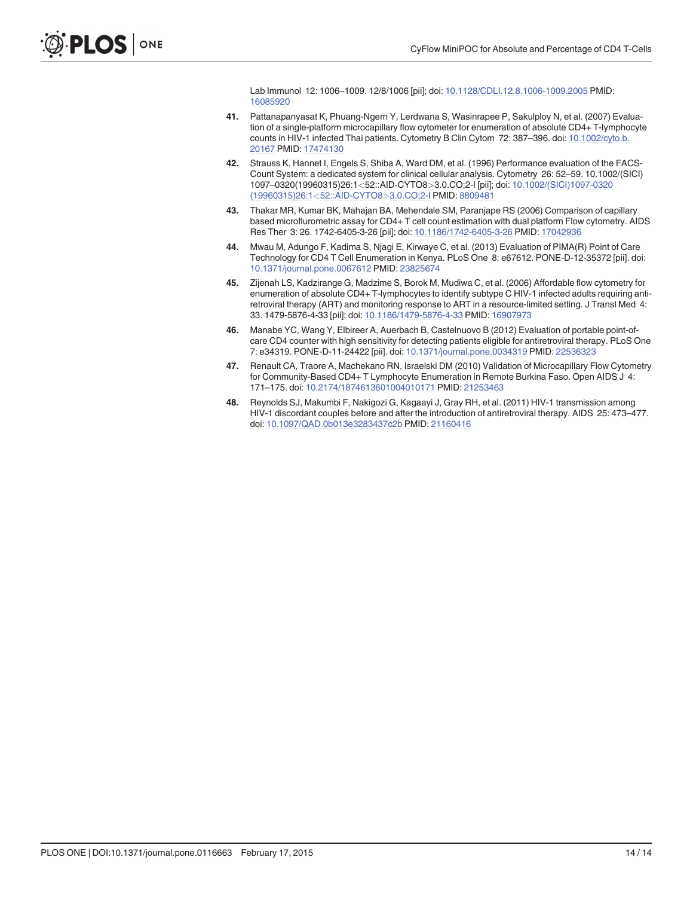Lab Immunol 12: 1006–1009. 12/8/1006 [pii]; doi: 10.1128/CDLI.12.8.1006-1009.2005 PMID: 16085920

41. Pattanapanyasat K, Phuang-Ngern Y, Lerdwana S, Wasinrapee P, Sakulploy N, et al. (2007) Evaluation of a single-platform microcapillary flow cytometer for enumeration of absolute CD4+ T-lymphocyte counts in HIV-1 infected Thai patients. Cytometry B Clin Cytom 72: 387–396. doi: 10.1002/cyto.b.20167 PMID: 17474130

42. Strauss K, Hannet I, Engels S, Shiba A, Ward DM, et al. (1996) Performance evaluation of the FACSCount System: a dedicated system for clinical cellular analysis. Cytometry 26: 52–59. 10.1002/(SICI)1097–0320(19960315)26:1<52::AID-CYTO8>3.0.CO;2-I [pii]; doi: 10.1002/(SICI)1097-0320(19960315)26:1<52::AID-CYTO8>3.0.CO;2-I PMID: 8809481

43. Thakar MR, Kumar BK, Mahajan BA, Mehendale SM, Paranjape RS (2006) Comparison of capillary based microflurometric assay for CD4+ T cell count estimation with dual platform Flow cytometry. AIDS Res Ther 3: 26. 1742-6405-3-26 [pii]; doi: 10.1186/1742-6405-3-26 PMID: 17042936

44. Mwau M, Adungo F, Kadima S, Njagi E, Kirwaye C, et al. (2013) Evaluation of PIMA(R) Point of Care Technology for CD4 T Cell Enumeration in Kenya. PLoS One 8: e67612. PONE-D-12-35372 [pii]. doi: 10.1371/journal.pone.0067612 PMID: 23825674

45. Zijenah LS, Kadzirange G, Madzime S, Borok M, Mudiwa C, et al. (2006) Affordable flow cytometry for enumeration of absolute CD4+ T-lymphocytes to identify subtype C HIV-1 infected adults requiring antiretroviral therapy (ART) and monitoring response to ART in a resource-limited setting. J Transl Med 4: 33. 1479-5876-4-33 [pii]; doi: 10.1186/1479-5876-4-33 PMID: 16907973

46. Manabe YC, Wang Y, Elbireer A, Auerbach B, Castelnuovo B (2012) Evaluation of portable point-of-care CD4 counter with high sensitivity for detecting patients eligible for antiretroviral therapy. PLoS One 7: e34319. PONE-D-11-24422 [pii]. doi: 10.1371/journal.pone.0034319 PMID: 22536323

47. Renault CA, Traore A, Machekano RN, Israelski DM (2010) Validation of Microcapillary Flow Cytometry for Community-Based CD4+ T Lymphocyte Enumeration in Remote Burkina Faso. Open AIDS J 4: 171–175. doi: 10.2174/1874613601004010171 PMID: 21253463

48. Reynolds SJ, Makumbi F, Nakigozi G, Kagaayi J, Gray RH, et al. (2011) HIV-1 transmission among HIV-1 discordant couples before and after the introduction of antiretroviral therapy. AIDS 25: 473–477. doi: 10.1097/QAD.0b013e3283437c2b PMID: 21160416